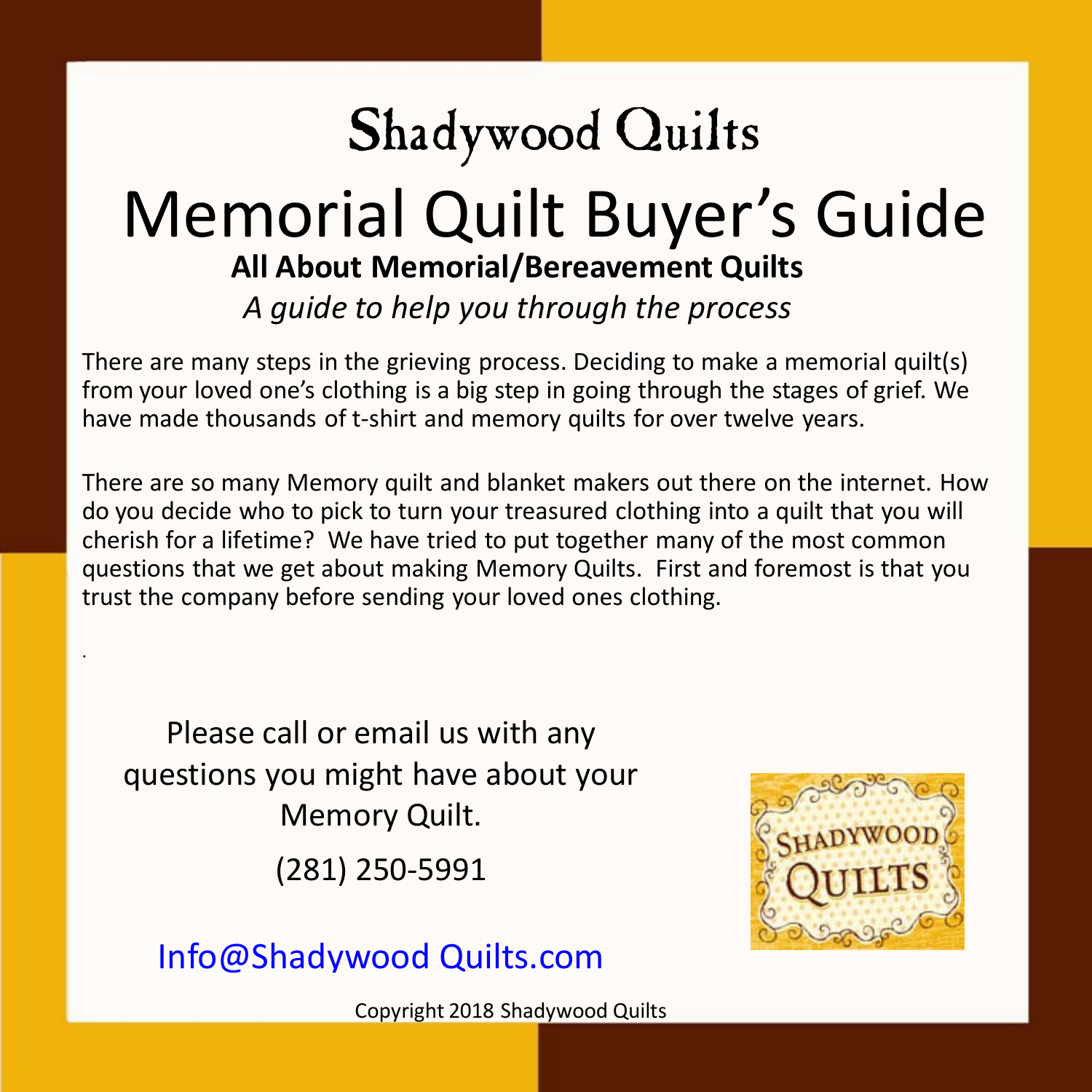# Shadywood Quilts

# Memorial Quilt Buyer's Guide

**All About Memorial/Bereavement Quilts**

*A guide to help you through the process*

There are many steps in the grieving process. Deciding to make a memorial quilt(s) from your loved one's clothing is a big step in going through the stages of grief. We have made thousands of t-shirt and memory quilts for over twelve years.

There are so many Memory quilt and blanket makers out there on the internet. How do you decide who to pick to turn your treasured clothing into a quilt that you will cherish for a lifetime? We have tried to put together many of the most common questions that we get about making Memory Quilts. First and foremost is that you trust the company before sending your loved ones clothing.

Please call or email us with any questions you might have about your Memory Quilt.

(281) 250-5991

Info@Shadywood Quilts.com

SHADYWOOD QUILTS

Copyright 2018 Shadywood Quilts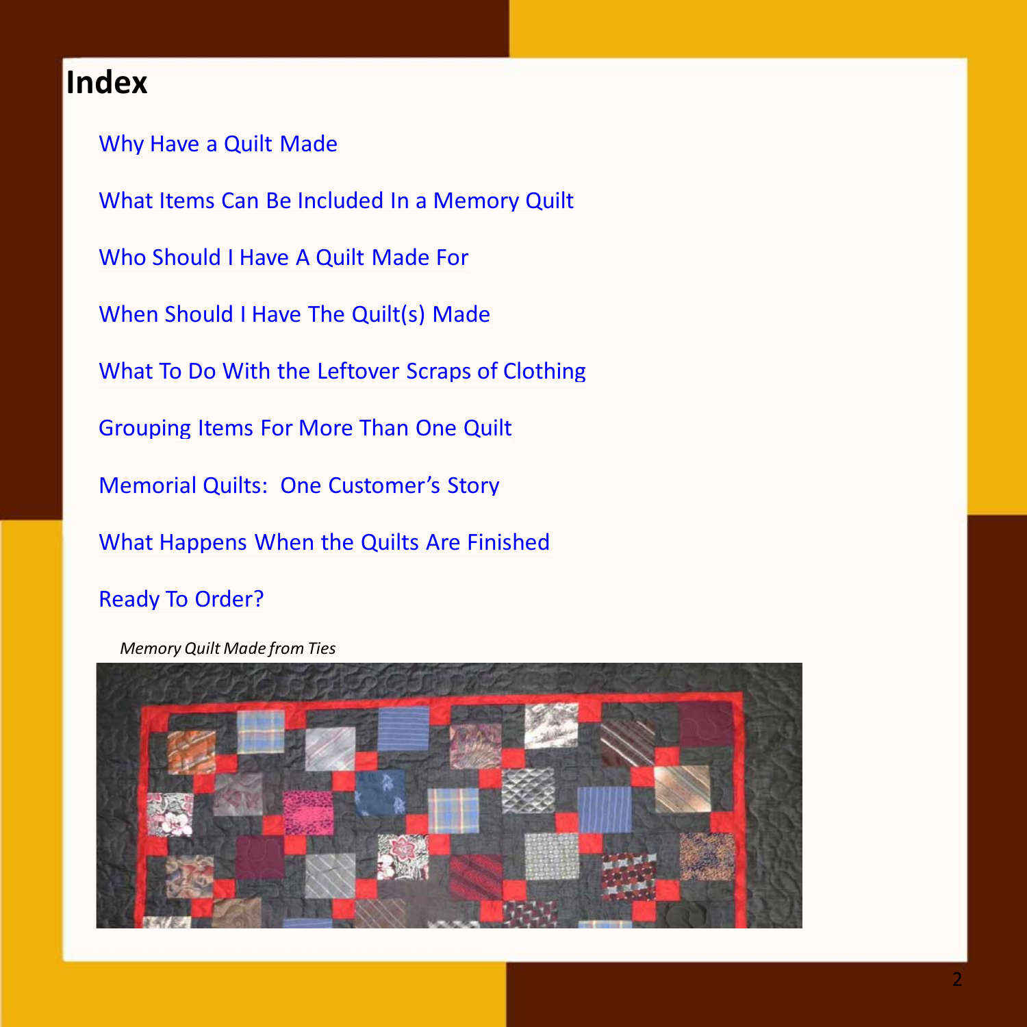# Index

Why Have a Quilt Made

What Items Can Be Included In a Memory Quilt

Who Should I Have A Quilt Made For

When Should I Have The Quilt(s) Made

What To Do With the Leftover Scraps of Clothing

Grouping Items For More Than One Quilt

Memorial Quilts: One Customer's Story

What Happens When the Quilts Are Finished

Ready To Order?

*Memory Quilt Made from Ties*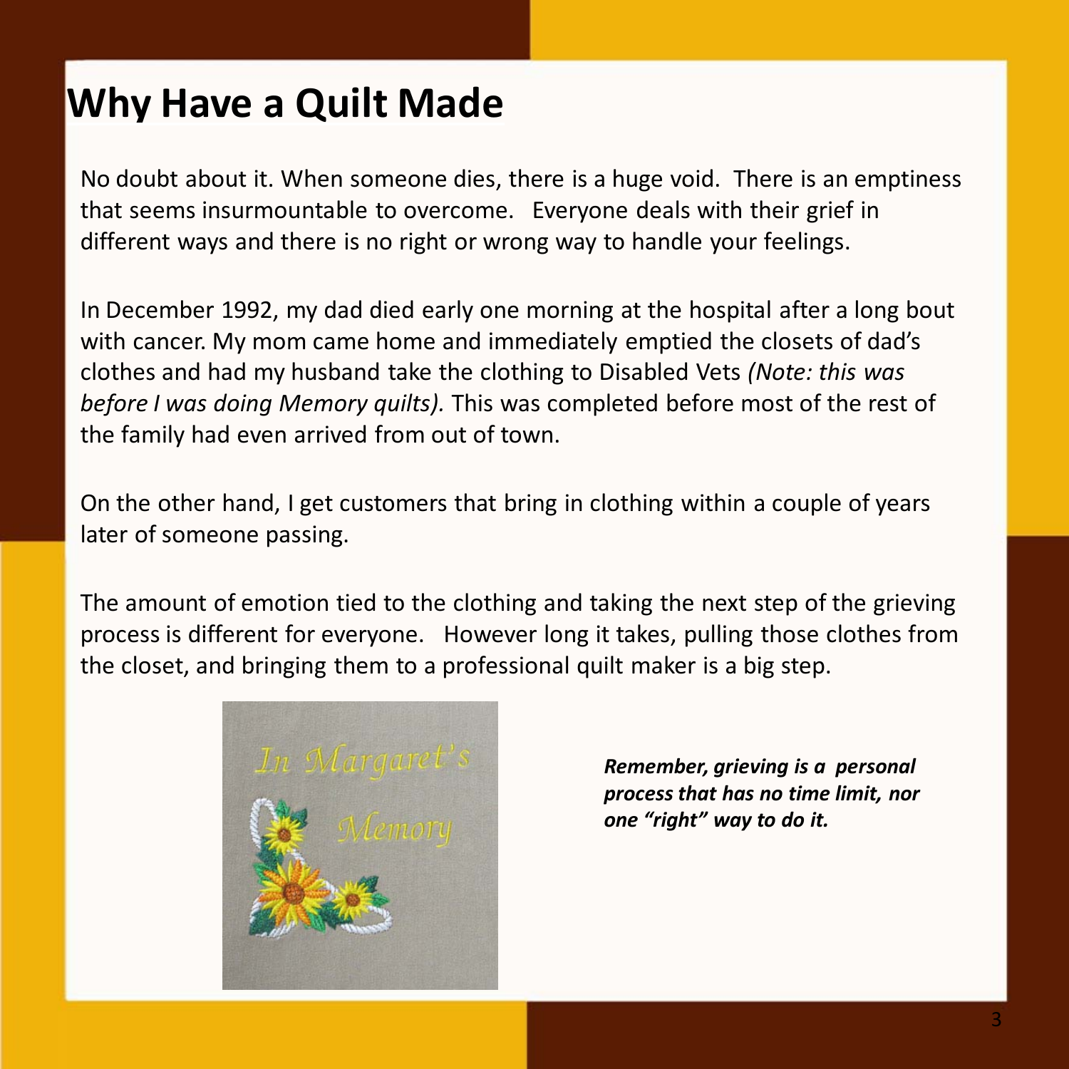# Why Have a Quilt Made

No doubt about it. When someone dies, there is a huge void. There is an emptiness that seems insurmountable to overcome. Everyone deals with their grief in different ways and there is no right or wrong way to handle your feelings.

In December 1992, my dad died early one morning at the hospital after a long bout with cancer. My mom came home and immediately emptied the closets of dad's clothes and had my husband take the clothing to Disabled Vets *(Note: this was before I was doing Memory quilts).* This was completed before most of the rest of the family had even arrived from out of town.

On the other hand, I get customers that bring in clothing within a couple of years later of someone passing.

The amount of emotion tied to the clothing and taking the next step of the grieving process is different for everyone. However long it takes, pulling those clothes from the closet, and bringing them to a professional quilt maker is a big step.

***Remember, grieving is a personal process that has no time limit, nor one "right" way to do it.***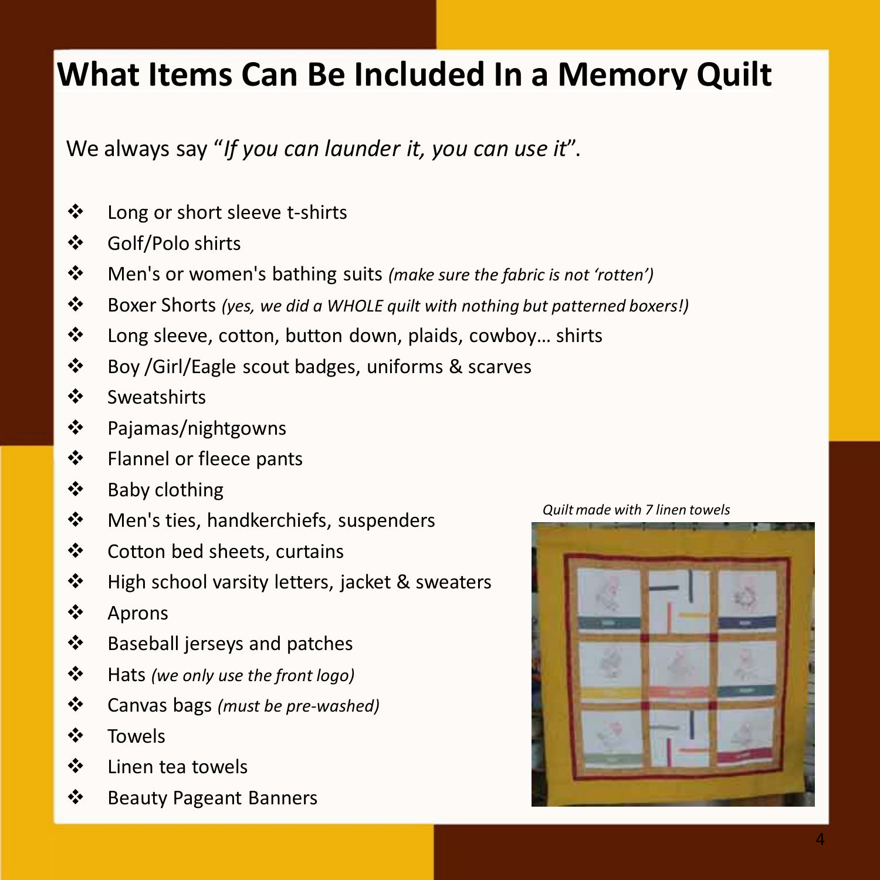# What Items Can Be Included In a Memory Quilt

We always say "*If you can launder it, you can use it*".

- Long or short sleeve t-shirts
- Golf/Polo shirts
- Men's or women's bathing suits *(make sure the fabric is not 'rotten')*
- Boxer Shorts *(yes, we did a WHOLE quilt with nothing but patterned boxers!)*
- Long sleeve, cotton, button down, plaids, cowboy… shirts
- Boy /Girl/Eagle scout badges, uniforms & scarves
- Sweatshirts
- Pajamas/nightgowns
- Flannel or fleece pants
- Baby clothing
- Men's ties, handkerchiefs, suspenders
- Cotton bed sheets, curtains
- High school varsity letters, jacket & sweaters
- Aprons
- Baseball jerseys and patches
- Hats *(we only use the front logo)*
- Canvas bags *(must be pre-washed)*
- Towels
- Linen tea towels
- Beauty Pageant Banners

*Quilt made with 7 linen towels*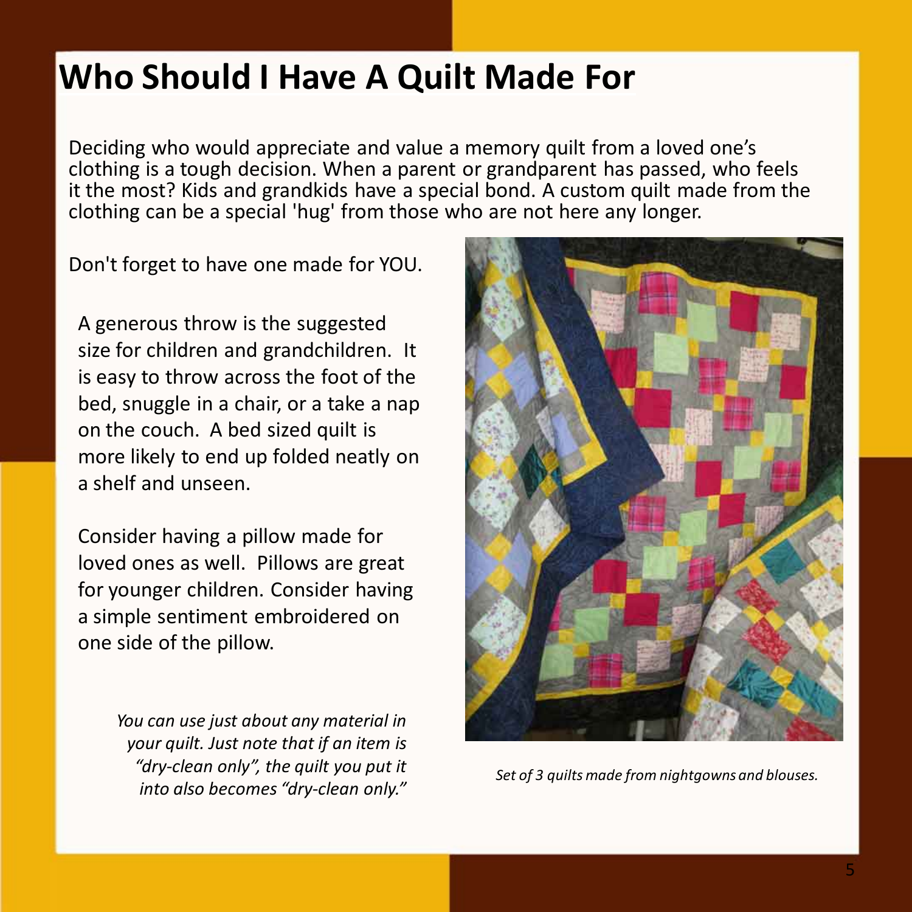# Who Should I Have A Quilt Made For

Deciding who would appreciate and value a memory quilt from a loved one's clothing is a tough decision. When a parent or grandparent has passed, who feels it the most? Kids and grandkids have a special bond. A custom quilt made from the clothing can be a special 'hug' from those who are not here any longer.

Don't forget to have one made for YOU.

A generous throw is the suggested size for children and grandchildren. It is easy to throw across the foot of the bed, snuggle in a chair, or a take a nap on the couch. A bed sized quilt is more likely to end up folded neatly on a shelf and unseen.

Consider having a pillow made for loved ones as well. Pillows are great for younger children. Consider having a simple sentiment embroidered on one side of the pillow.

*You can use just about any material in your quilt. Just note that if an item is "dry-clean only", the quilt you put it into also becomes "dry-clean only."*

*Set of 3 quilts made from nightgowns and blouses.*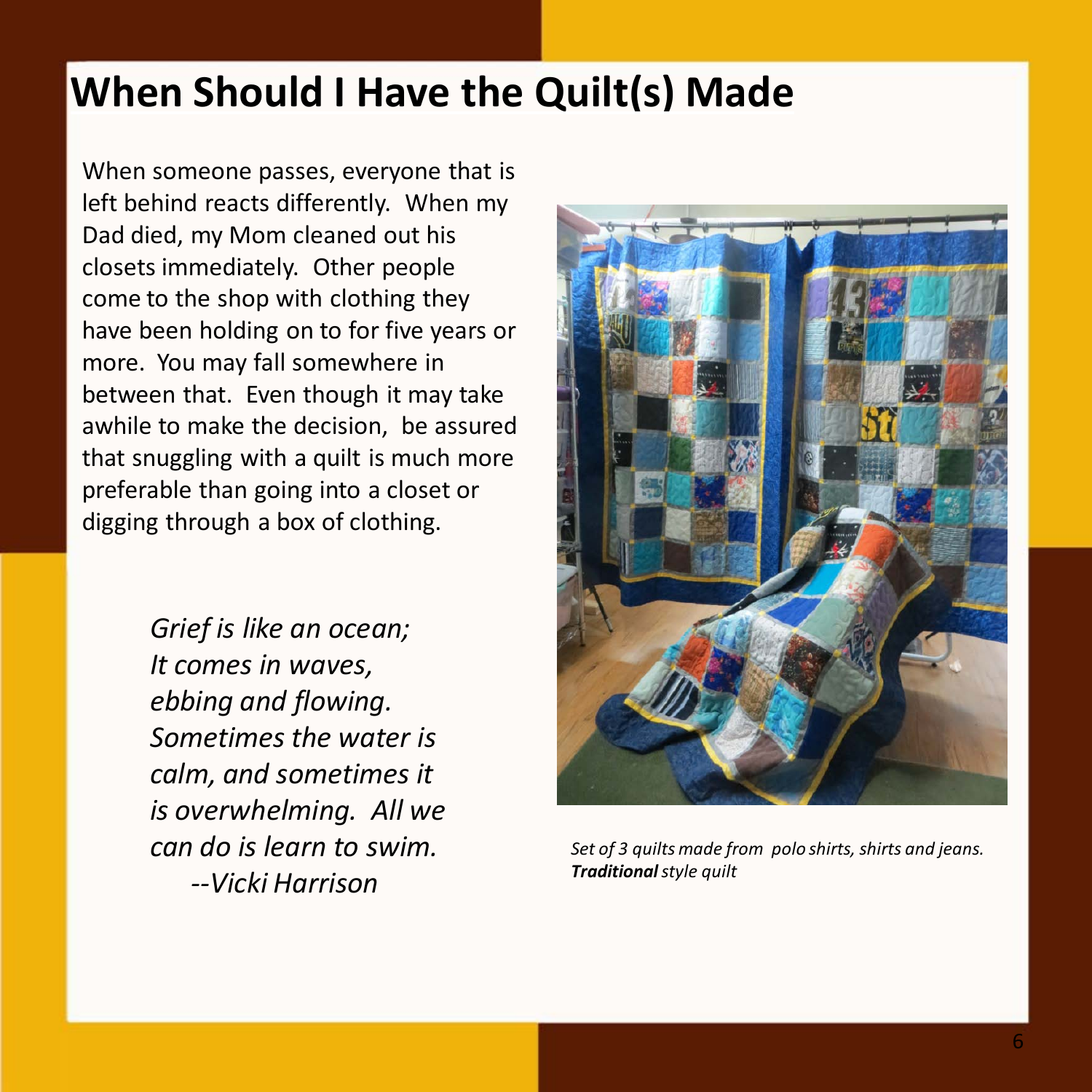# When Should I Have the Quilt(s) Made

When someone passes, everyone that is left behind reacts differently. When my Dad died, my Mom cleaned out his closets immediately. Other people come to the shop with clothing they have been holding on to for five years or more. You may fall somewhere in between that. Even though it may take awhile to make the decision, be assured that snuggling with a quilt is much more preferable than going into a closet or digging through a box of clothing.

*Grief is like an ocean;*
*It comes in waves,*
*ebbing and flowing.*
*Sometimes the water is*
*calm, and sometimes it*
*is overwhelming. All we*
*can do is learn to swim.*
*--Vicki Harrison*

*Set of 3 quilts made from polo shirts, shirts and jeans.*
***Traditional** style quilt*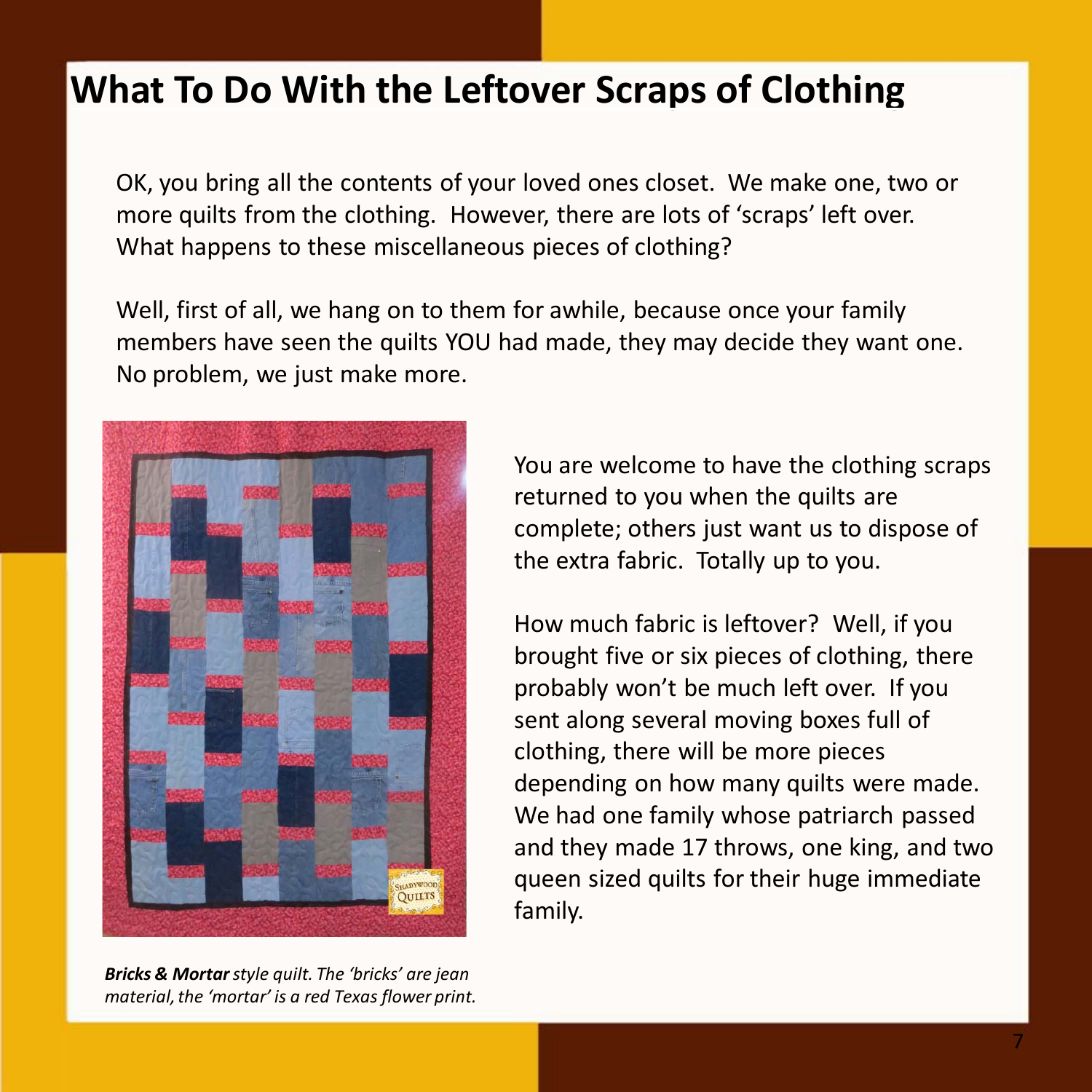# What To Do With the Leftover Scraps of Clothing

OK, you bring all the contents of your loved ones closet. We make one, two or more quilts from the clothing. However, there are lots of 'scraps' left over. What happens to these miscellaneous pieces of clothing?

Well, first of all, we hang on to them for awhile, because once your family members have seen the quilts YOU had made, they may decide they want one. No problem, we just make more.

You are welcome to have the clothing scraps returned to you when the quilts are complete; others just want us to dispose of the extra fabric. Totally up to you.

How much fabric is leftover? Well, if you brought five or six pieces of clothing, there probably won't be much left over. If you sent along several moving boxes full of clothing, there will be more pieces depending on how many quilts were made. We had one family whose patriarch passed and they made 17 throws, one king, and two queen sized quilts for their huge immediate family.

***Bricks & Mortar*** *style quilt. The 'bricks' are jean material, the 'mortar' is a red Texas flower print.*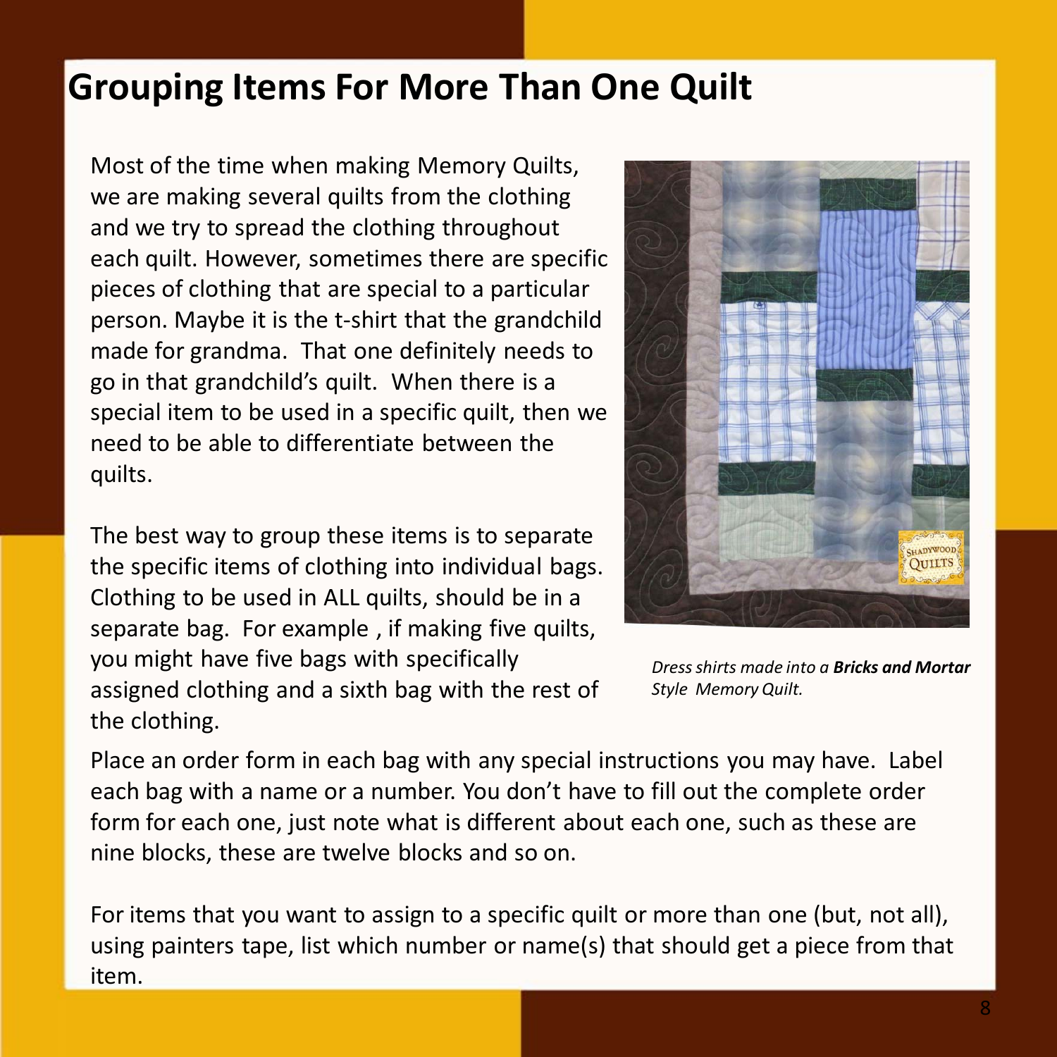# Grouping Items For More Than One Quilt

Most of the time when making Memory Quilts, we are making several quilts from the clothing and we try to spread the clothing throughout each quilt. However, sometimes there are specific pieces of clothing that are special to a particular person. Maybe it is the t-shirt that the grandchild made for grandma. That one definitely needs to go in that grandchild's quilt. When there is a special item to be used in a specific quilt, then we need to be able to differentiate between the quilts.

*Dress shirts made into a* ***Bricks and Mortar*** *Style Memory Quilt.*

The best way to group these items is to separate the specific items of clothing into individual bags. Clothing to be used in ALL quilts, should be in a separate bag. For example , if making five quilts, you might have five bags with specifically assigned clothing and a sixth bag with the rest of the clothing.

Place an order form in each bag with any special instructions you may have. Label each bag with a name or a number. You don't have to fill out the complete order form for each one, just note what is different about each one, such as these are nine blocks, these are twelve blocks and so on.

For items that you want to assign to a specific quilt or more than one (but, not all), using painters tape, list which number or name(s) that should get a piece from that item.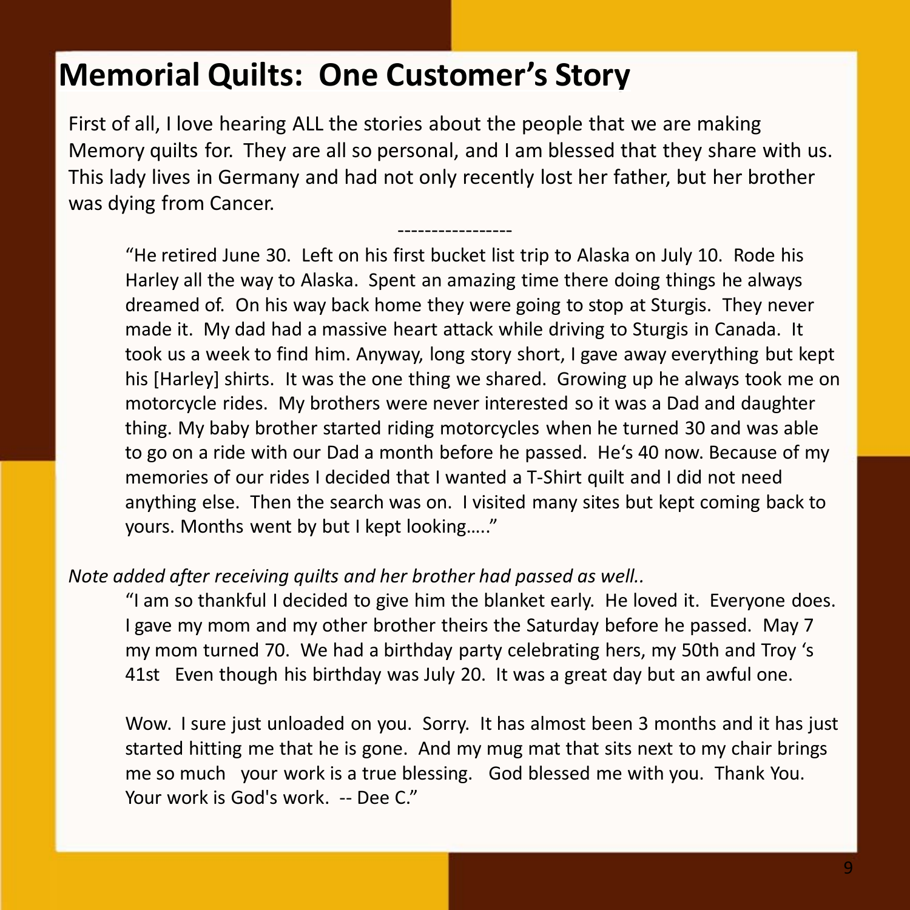# Memorial Quilts: One Customer's Story

First of all, I love hearing ALL the stories about the people that we are making Memory quilts for. They are all so personal, and I am blessed that they share with us. This lady lives in Germany and had not only recently lost her father, but her brother was dying from Cancer.

-----------------

> "He retired June 30. Left on his first bucket list trip to Alaska on July 10. Rode his Harley all the way to Alaska. Spent an amazing time there doing things he always dreamed of. On his way back home they were going to stop at Sturgis. They never made it. My dad had a massive heart attack while driving to Sturgis in Canada. It took us a week to find him. Anyway, long story short, I gave away everything but kept his [Harley] shirts. It was the one thing we shared. Growing up he always took me on motorcycle rides. My brothers were never interested so it was a Dad and daughter thing. My baby brother started riding motorcycles when he turned 30 and was able to go on a ride with our Dad a month before he passed. He's 40 now. Because of my memories of our rides I decided that I wanted a T-Shirt quilt and I did not need anything else. Then the search was on. I visited many sites but kept coming back to yours. Months went by but I kept looking….."

*Note added after receiving quilts and her brother had passed as well..*

> "I am so thankful I decided to give him the blanket early. He loved it. Everyone does. I gave my mom and my other brother theirs the Saturday before he passed. May 7 my mom turned 70. We had a birthday party celebrating hers, my 50th and Troy 's 41st Even though his birthday was July 20. It was a great day but an awful one.
>
> Wow. I sure just unloaded on you. Sorry. It has almost been 3 months and it has just started hitting me that he is gone. And my mug mat that sits next to my chair brings me so much your work is a true blessing. God blessed me with you. Thank You. Your work is God's work. -- Dee C."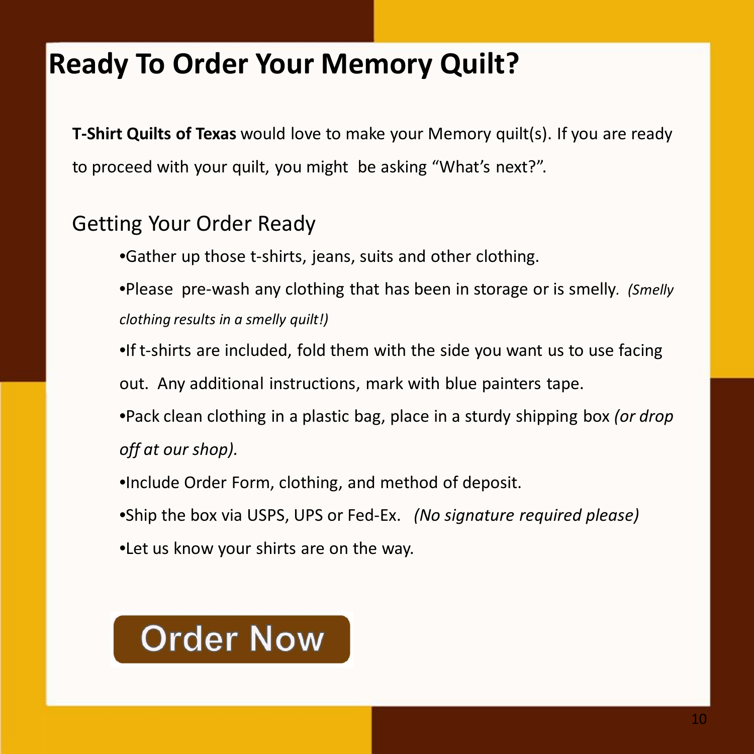# Ready To Order Your Memory Quilt?

**T-Shirt Quilts of Texas** would love to make your Memory quilt(s). If you are ready to proceed with your quilt, you might be asking "What's next?".

## Getting Your Order Ready

- Gather up those t-shirts, jeans, suits and other clothing.
- Please pre-wash any clothing that has been in storage or is smelly. *(Smelly clothing results in a smelly quilt!)*
- If t-shirts are included, fold them with the side you want us to use facing out. Any additional instructions, mark with blue painters tape.
- Pack clean clothing in a plastic bag, place in a sturdy shipping box *(or drop off at our shop).*
- Include Order Form, clothing, and method of deposit.
- Ship the box via USPS, UPS or Fed-Ex. *(No signature required please)*
- Let us know your shirts are on the way.

Order Now